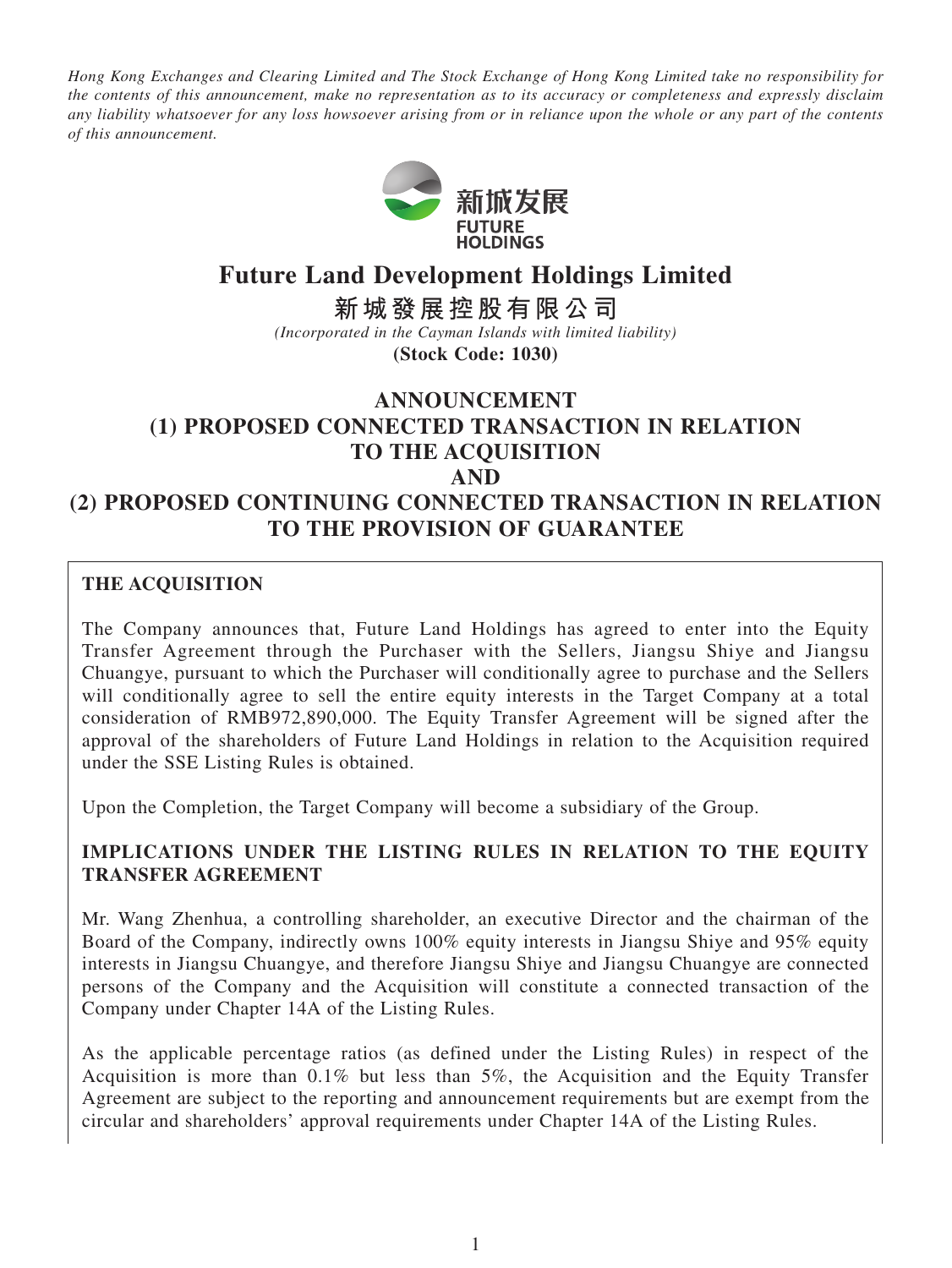*Hong Kong Exchanges and Clearing Limited and The Stock Exchange of Hong Kong Limited take no responsibility for the contents of this announcement, make no representation as to its accuracy or completeness and expressly disclaim any liability whatsoever for any loss howsoever arising from or in reliance upon the whole or any part of the contents of this announcement.*

# Future Land Development Holdings Limited

# 新城發展控股有限公司

*(Incorporated in the Cayman Islands with limited liability)*

**(Stock Code: 1030)**

## ANNOUNCEMENT
## (1) PROPOSED CONNECTED TRANSACTION IN RELATION TO THE ACQUISITION
## AND
## (2) PROPOSED CONTINUING CONNECTED TRANSACTION IN RELATION TO THE PROVISION OF GUARANTEE

**THE ACQUISITION**

The Company announces that, Future Land Holdings has agreed to enter into the Equity Transfer Agreement through the Purchaser with the Sellers, Jiangsu Shiye and Jiangsu Chuangye, pursuant to which the Purchaser will conditionally agree to purchase and the Sellers will conditionally agree to sell the entire equity interests in the Target Company at a total consideration of RMB972,890,000. The Equity Transfer Agreement will be signed after the approval of the shareholders of Future Land Holdings in relation to the Acquisition required under the SSE Listing Rules is obtained.

Upon the Completion, the Target Company will become a subsidiary of the Group.

**IMPLICATIONS UNDER THE LISTING RULES IN RELATION TO THE EQUITY TRANSFER AGREEMENT**

Mr. Wang Zhenhua, a controlling shareholder, an executive Director and the chairman of the Board of the Company, indirectly owns 100% equity interests in Jiangsu Shiye and 95% equity interests in Jiangsu Chuangye, and therefore Jiangsu Shiye and Jiangsu Chuangye are connected persons of the Company and the Acquisition will constitute a connected transaction of the Company under Chapter 14A of the Listing Rules.

As the applicable percentage ratios (as defined under the Listing Rules) in respect of the Acquisition is more than 0.1% but less than 5%, the Acquisition and the Equity Transfer Agreement are subject to the reporting and announcement requirements but are exempt from the circular and shareholders' approval requirements under Chapter 14A of the Listing Rules.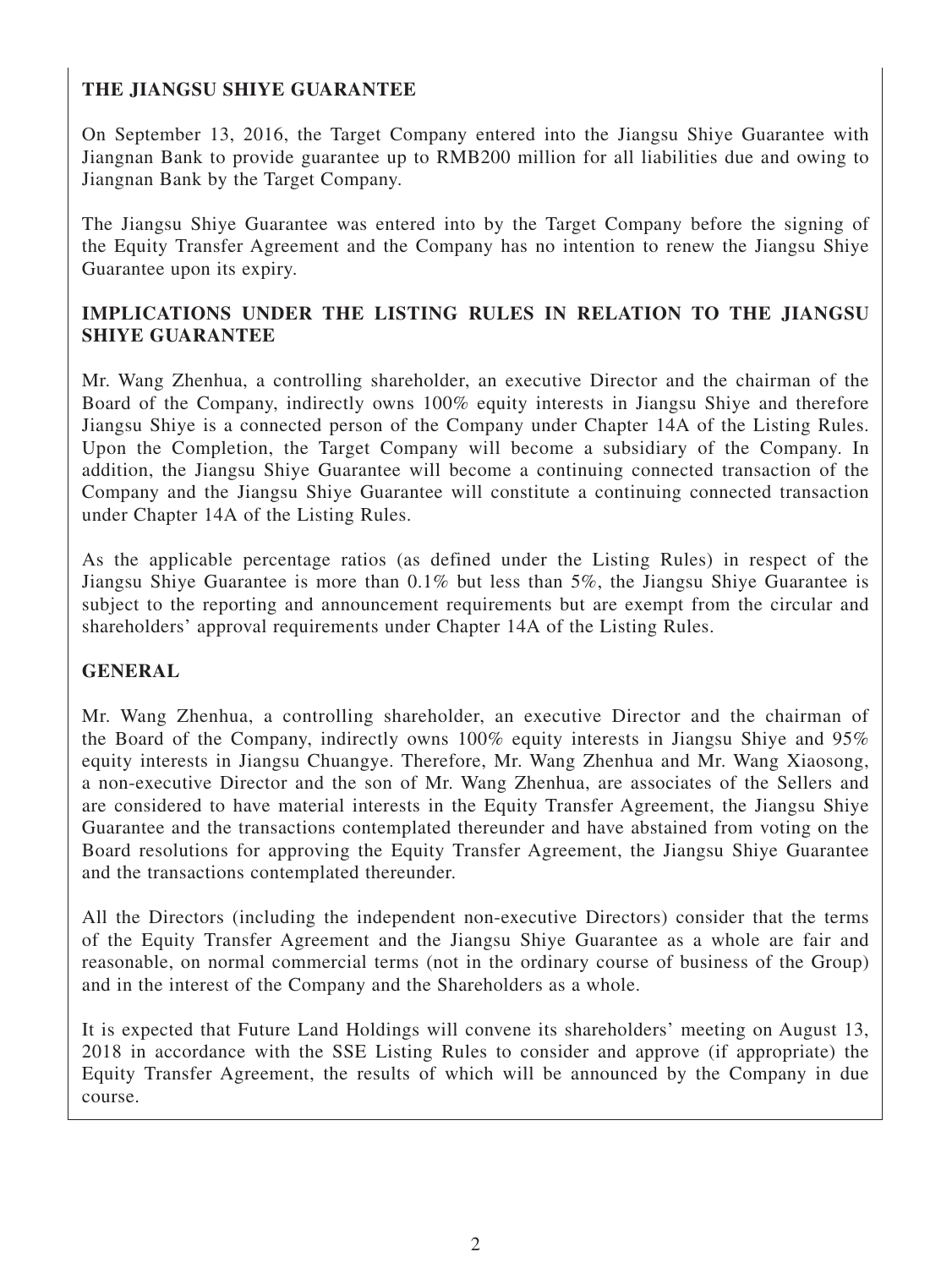## THE JIANGSU SHIYE GUARANTEE

On September 13, 2016, the Target Company entered into the Jiangsu Shiye Guarantee with Jiangnan Bank to provide guarantee up to RMB200 million for all liabilities due and owing to Jiangnan Bank by the Target Company.

The Jiangsu Shiye Guarantee was entered into by the Target Company before the signing of the Equity Transfer Agreement and the Company has no intention to renew the Jiangsu Shiye Guarantee upon its expiry.

## IMPLICATIONS UNDER THE LISTING RULES IN RELATION TO THE JIANGSU SHIYE GUARANTEE

Mr. Wang Zhenhua, a controlling shareholder, an executive Director and the chairman of the Board of the Company, indirectly owns 100% equity interests in Jiangsu Shiye and therefore Jiangsu Shiye is a connected person of the Company under Chapter 14A of the Listing Rules. Upon the Completion, the Target Company will become a subsidiary of the Company. In addition, the Jiangsu Shiye Guarantee will become a continuing connected transaction of the Company and the Jiangsu Shiye Guarantee will constitute a continuing connected transaction under Chapter 14A of the Listing Rules.

As the applicable percentage ratios (as defined under the Listing Rules) in respect of the Jiangsu Shiye Guarantee is more than 0.1% but less than 5%, the Jiangsu Shiye Guarantee is subject to the reporting and announcement requirements but are exempt from the circular and shareholders' approval requirements under Chapter 14A of the Listing Rules.

## GENERAL

Mr. Wang Zhenhua, a controlling shareholder, an executive Director and the chairman of the Board of the Company, indirectly owns 100% equity interests in Jiangsu Shiye and 95% equity interests in Jiangsu Chuangye. Therefore, Mr. Wang Zhenhua and Mr. Wang Xiaosong, a non-executive Director and the son of Mr. Wang Zhenhua, are associates of the Sellers and are considered to have material interests in the Equity Transfer Agreement, the Jiangsu Shiye Guarantee and the transactions contemplated thereunder and have abstained from voting on the Board resolutions for approving the Equity Transfer Agreement, the Jiangsu Shiye Guarantee and the transactions contemplated thereunder.

All the Directors (including the independent non-executive Directors) consider that the terms of the Equity Transfer Agreement and the Jiangsu Shiye Guarantee as a whole are fair and reasonable, on normal commercial terms (not in the ordinary course of business of the Group) and in the interest of the Company and the Shareholders as a whole.

It is expected that Future Land Holdings will convene its shareholders' meeting on August 13, 2018 in accordance with the SSE Listing Rules to consider and approve (if appropriate) the Equity Transfer Agreement, the results of which will be announced by the Company in due course.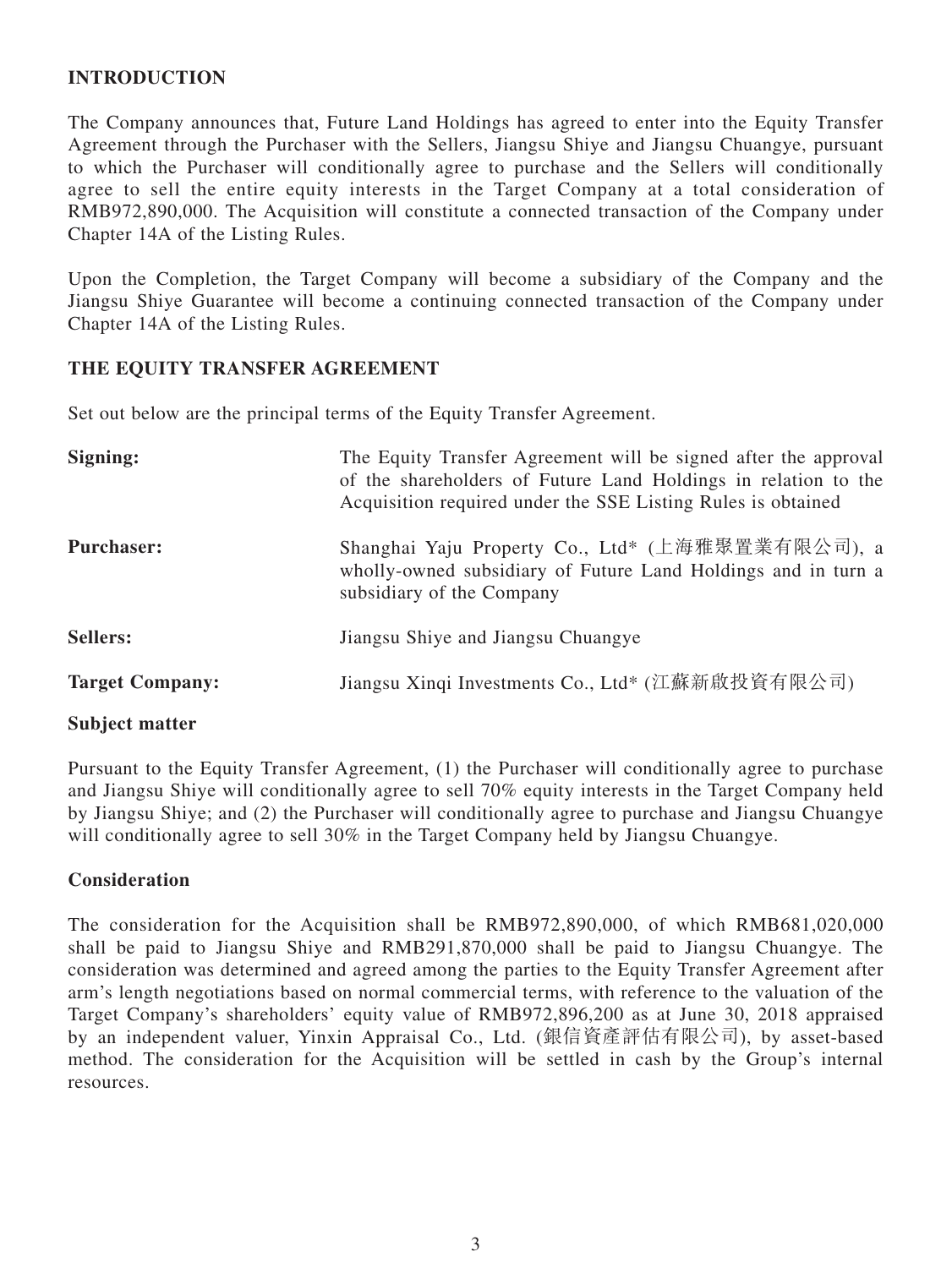## INTRODUCTION

The Company announces that, Future Land Holdings has agreed to enter into the Equity Transfer Agreement through the Purchaser with the Sellers, Jiangsu Shiye and Jiangsu Chuangye, pursuant to which the Purchaser will conditionally agree to purchase and the Sellers will conditionally agree to sell the entire equity interests in the Target Company at a total consideration of RMB972,890,000. The Acquisition will constitute a connected transaction of the Company under Chapter 14A of the Listing Rules.

Upon the Completion, the Target Company will become a subsidiary of the Company and the Jiangsu Shiye Guarantee will become a continuing connected transaction of the Company under Chapter 14A of the Listing Rules.

## THE EQUITY TRANSFER AGREEMENT

Set out below are the principal terms of the Equity Transfer Agreement.

| | |
|---|---|
| **Signing:** | The Equity Transfer Agreement will be signed after the approval of the shareholders of Future Land Holdings in relation to the Acquisition required under the SSE Listing Rules is obtained |
| **Purchaser:** | Shanghai Yaju Property Co., Ltd* (上海雅聚置業有限公司), a wholly-owned subsidiary of Future Land Holdings and in turn a subsidiary of the Company |
| **Sellers:** | Jiangsu Shiye and Jiangsu Chuangye |
| **Target Company:** | Jiangsu Xinqi Investments Co., Ltd* (江蘇新啟投資有限公司) |

### Subject matter

Pursuant to the Equity Transfer Agreement, (1) the Purchaser will conditionally agree to purchase and Jiangsu Shiye will conditionally agree to sell 70% equity interests in the Target Company held by Jiangsu Shiye; and (2) the Purchaser will conditionally agree to purchase and Jiangsu Chuangye will conditionally agree to sell 30% in the Target Company held by Jiangsu Chuangye.

### Consideration

The consideration for the Acquisition shall be RMB972,890,000, of which RMB681,020,000 shall be paid to Jiangsu Shiye and RMB291,870,000 shall be paid to Jiangsu Chuangye. The consideration was determined and agreed among the parties to the Equity Transfer Agreement after arm's length negotiations based on normal commercial terms, with reference to the valuation of the Target Company's shareholders' equity value of RMB972,896,200 as at June 30, 2018 appraised by an independent valuer, Yinxin Appraisal Co., Ltd. (銀信資產評估有限公司), by asset-based method. The consideration for the Acquisition will be settled in cash by the Group's internal resources.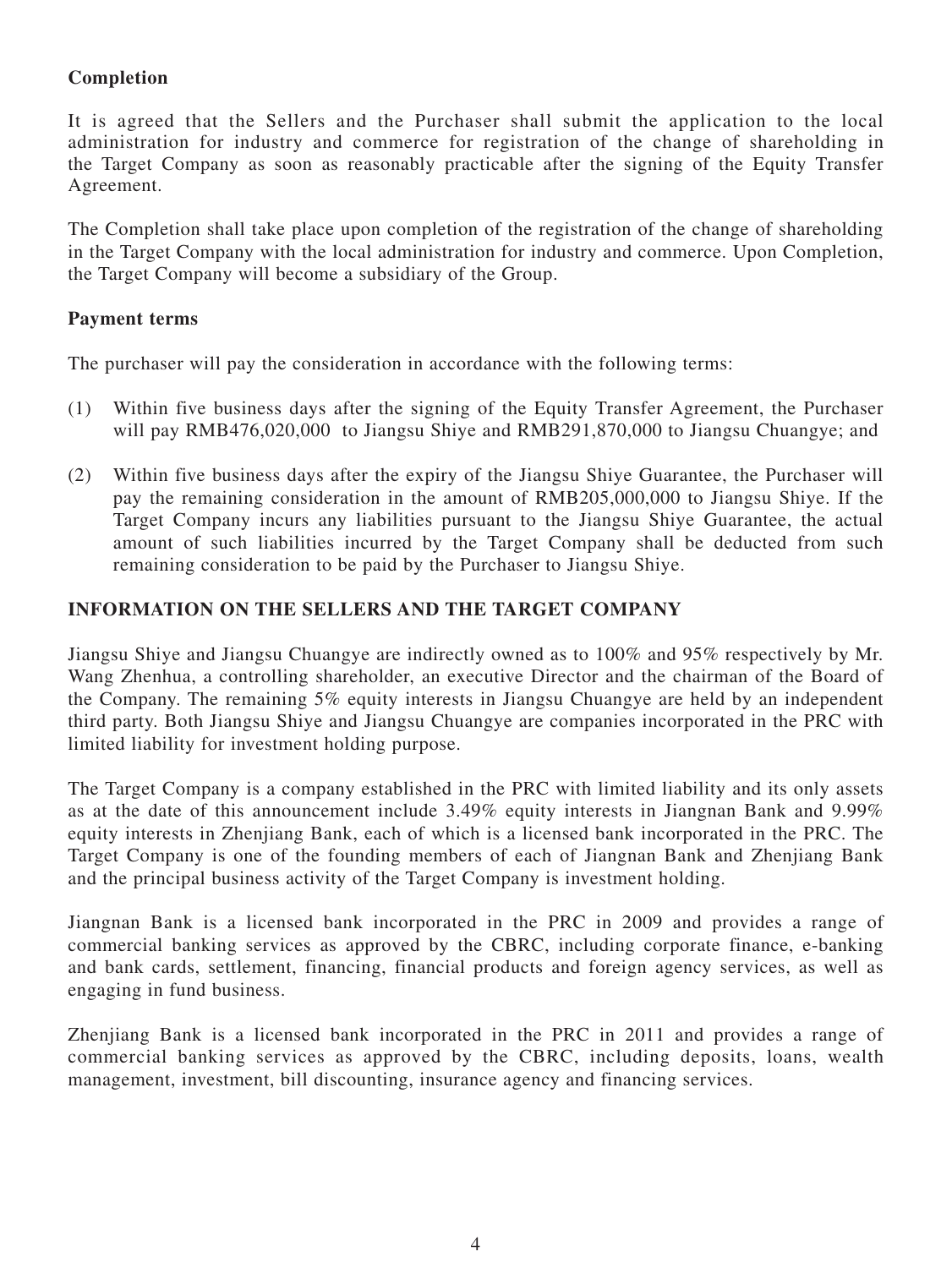**Completion**

It is agreed that the Sellers and the Purchaser shall submit the application to the local administration for industry and commerce for registration of the change of shareholding in the Target Company as soon as reasonably practicable after the signing of the Equity Transfer Agreement.

The Completion shall take place upon completion of the registration of the change of shareholding in the Target Company with the local administration for industry and commerce. Upon Completion, the Target Company will become a subsidiary of the Group.

**Payment terms**

The purchaser will pay the consideration in accordance with the following terms:

(1) Within five business days after the signing of the Equity Transfer Agreement, the Purchaser will pay RMB476,020,000 to Jiangsu Shiye and RMB291,870,000 to Jiangsu Chuangye; and

(2) Within five business days after the expiry of the Jiangsu Shiye Guarantee, the Purchaser will pay the remaining consideration in the amount of RMB205,000,000 to Jiangsu Shiye. If the Target Company incurs any liabilities pursuant to the Jiangsu Shiye Guarantee, the actual amount of such liabilities incurred by the Target Company shall be deducted from such remaining consideration to be paid by the Purchaser to Jiangsu Shiye.

## INFORMATION ON THE SELLERS AND THE TARGET COMPANY

Jiangsu Shiye and Jiangsu Chuangye are indirectly owned as to 100% and 95% respectively by Mr. Wang Zhenhua, a controlling shareholder, an executive Director and the chairman of the Board of the Company. The remaining 5% equity interests in Jiangsu Chuangye are held by an independent third party. Both Jiangsu Shiye and Jiangsu Chuangye are companies incorporated in the PRC with limited liability for investment holding purpose.

The Target Company is a company established in the PRC with limited liability and its only assets as at the date of this announcement include 3.49% equity interests in Jiangnan Bank and 9.99% equity interests in Zhenjiang Bank, each of which is a licensed bank incorporated in the PRC. The Target Company is one of the founding members of each of Jiangnan Bank and Zhenjiang Bank and the principal business activity of the Target Company is investment holding.

Jiangnan Bank is a licensed bank incorporated in the PRC in 2009 and provides a range of commercial banking services as approved by the CBRC, including corporate finance, e-banking and bank cards, settlement, financing, financial products and foreign agency services, as well as engaging in fund business.

Zhenjiang Bank is a licensed bank incorporated in the PRC in 2011 and provides a range of commercial banking services as approved by the CBRC, including deposits, loans, wealth management, investment, bill discounting, insurance agency and financing services.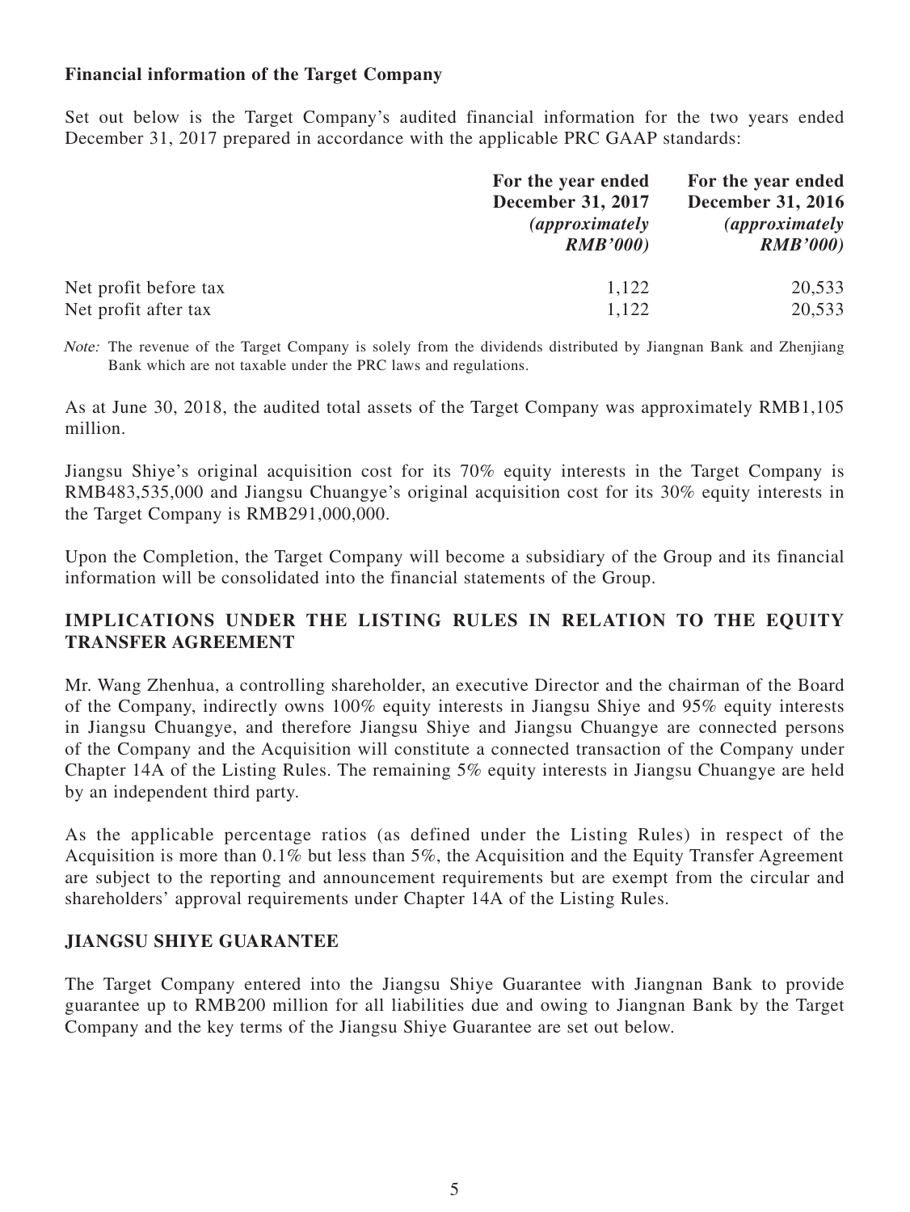**Financial information of the Target Company**

Set out below is the Target Company's audited financial information for the two years ended December 31, 2017 prepared in accordance with the applicable PRC GAAP standards:

| | For the year ended December 31, 2017 *(approximately RMB'000)* | For the year ended December 31, 2016 *(approximately RMB'000)* |
|---|---|---|
| Net profit before tax | 1,122 | 20,533 |
| Net profit after tax | 1,122 | 20,533 |

*Note:* The revenue of the Target Company is solely from the dividends distributed by Jiangnan Bank and Zhenjiang Bank which are not taxable under the PRC laws and regulations.

As at June 30, 2018, the audited total assets of the Target Company was approximately RMB1,105 million.

Jiangsu Shiye's original acquisition cost for its 70% equity interests in the Target Company is RMB483,535,000 and Jiangsu Chuangye's original acquisition cost for its 30% equity interests in the Target Company is RMB291,000,000.

Upon the Completion, the Target Company will become a subsidiary of the Group and its financial information will be consolidated into the financial statements of the Group.

## IMPLICATIONS UNDER THE LISTING RULES IN RELATION TO THE EQUITY TRANSFER AGREEMENT

Mr. Wang Zhenhua, a controlling shareholder, an executive Director and the chairman of the Board of the Company, indirectly owns 100% equity interests in Jiangsu Shiye and 95% equity interests in Jiangsu Chuangye, and therefore Jiangsu Shiye and Jiangsu Chuangye are connected persons of the Company and the Acquisition will constitute a connected transaction of the Company under Chapter 14A of the Listing Rules. The remaining 5% equity interests in Jiangsu Chuangye are held by an independent third party.

As the applicable percentage ratios (as defined under the Listing Rules) in respect of the Acquisition is more than 0.1% but less than 5%, the Acquisition and the Equity Transfer Agreement are subject to the reporting and announcement requirements but are exempt from the circular and shareholders' approval requirements under Chapter 14A of the Listing Rules.

## JIANGSU SHIYE GUARANTEE

The Target Company entered into the Jiangsu Shiye Guarantee with Jiangnan Bank to provide guarantee up to RMB200 million for all liabilities due and owing to Jiangnan Bank by the Target Company and the key terms of the Jiangsu Shiye Guarantee are set out below.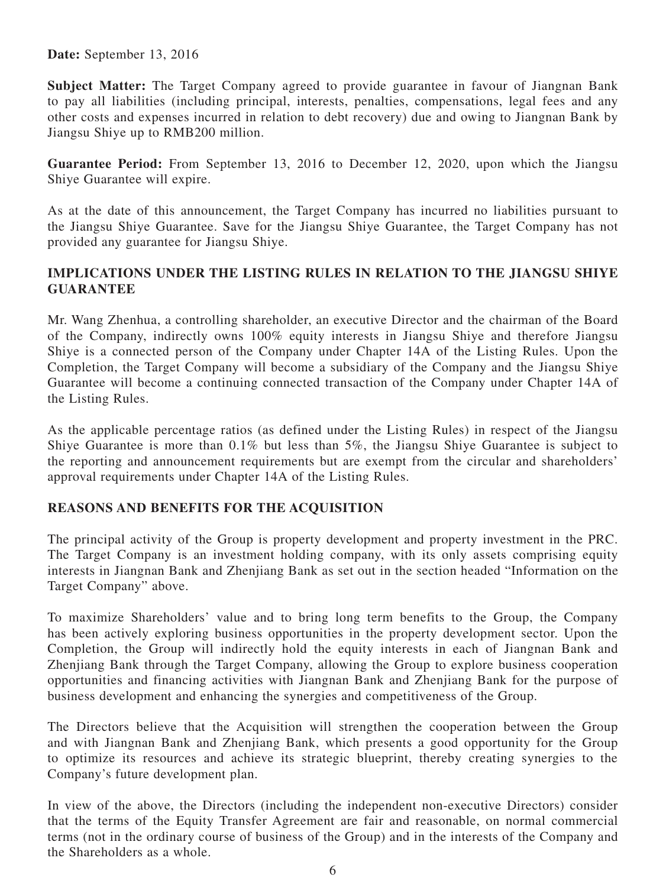**Date:** September 13, 2016

**Subject Matter:** The Target Company agreed to provide guarantee in favour of Jiangnan Bank to pay all liabilities (including principal, interests, penalties, compensations, legal fees and any other costs and expenses incurred in relation to debt recovery) due and owing to Jiangnan Bank by Jiangsu Shiye up to RMB200 million.

**Guarantee Period:** From September 13, 2016 to December 12, 2020, upon which the Jiangsu Shiye Guarantee will expire.

As at the date of this announcement, the Target Company has incurred no liabilities pursuant to the Jiangsu Shiye Guarantee. Save for the Jiangsu Shiye Guarantee, the Target Company has not provided any guarantee for Jiangsu Shiye.

## IMPLICATIONS UNDER THE LISTING RULES IN RELATION TO THE JIANGSU SHIYE GUARANTEE

Mr. Wang Zhenhua, a controlling shareholder, an executive Director and the chairman of the Board of the Company, indirectly owns 100% equity interests in Jiangsu Shiye and therefore Jiangsu Shiye is a connected person of the Company under Chapter 14A of the Listing Rules. Upon the Completion, the Target Company will become a subsidiary of the Company and the Jiangsu Shiye Guarantee will become a continuing connected transaction of the Company under Chapter 14A of the Listing Rules.

As the applicable percentage ratios (as defined under the Listing Rules) in respect of the Jiangsu Shiye Guarantee is more than 0.1% but less than 5%, the Jiangsu Shiye Guarantee is subject to the reporting and announcement requirements but are exempt from the circular and shareholders' approval requirements under Chapter 14A of the Listing Rules.

## REASONS AND BENEFITS FOR THE ACQUISITION

The principal activity of the Group is property development and property investment in the PRC. The Target Company is an investment holding company, with its only assets comprising equity interests in Jiangnan Bank and Zhenjiang Bank as set out in the section headed "Information on the Target Company" above.

To maximize Shareholders' value and to bring long term benefits to the Group, the Company has been actively exploring business opportunities in the property development sector. Upon the Completion, the Group will indirectly hold the equity interests in each of Jiangnan Bank and Zhenjiang Bank through the Target Company, allowing the Group to explore business cooperation opportunities and financing activities with Jiangnan Bank and Zhenjiang Bank for the purpose of business development and enhancing the synergies and competitiveness of the Group.

The Directors believe that the Acquisition will strengthen the cooperation between the Group and with Jiangnan Bank and Zhenjiang Bank, which presents a good opportunity for the Group to optimize its resources and achieve its strategic blueprint, thereby creating synergies to the Company's future development plan.

In view of the above, the Directors (including the independent non-executive Directors) consider that the terms of the Equity Transfer Agreement are fair and reasonable, on normal commercial terms (not in the ordinary course of business of the Group) and in the interests of the Company and the Shareholders as a whole.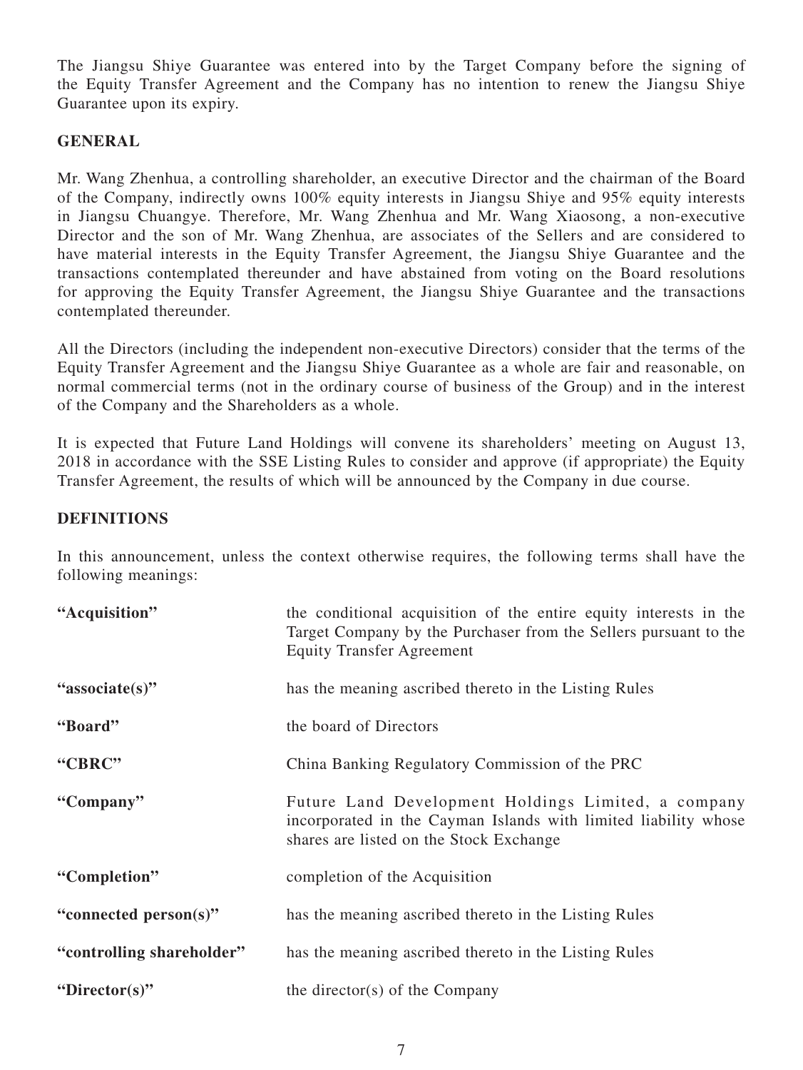The Jiangsu Shiye Guarantee was entered into by the Target Company before the signing of the Equity Transfer Agreement and the Company has no intention to renew the Jiangsu Shiye Guarantee upon its expiry.

## GENERAL

Mr. Wang Zhenhua, a controlling shareholder, an executive Director and the chairman of the Board of the Company, indirectly owns 100% equity interests in Jiangsu Shiye and 95% equity interests in Jiangsu Chuangye. Therefore, Mr. Wang Zhenhua and Mr. Wang Xiaosong, a non-executive Director and the son of Mr. Wang Zhenhua, are associates of the Sellers and are considered to have material interests in the Equity Transfer Agreement, the Jiangsu Shiye Guarantee and the transactions contemplated thereunder and have abstained from voting on the Board resolutions for approving the Equity Transfer Agreement, the Jiangsu Shiye Guarantee and the transactions contemplated thereunder.

All the Directors (including the independent non-executive Directors) consider that the terms of the Equity Transfer Agreement and the Jiangsu Shiye Guarantee as a whole are fair and reasonable, on normal commercial terms (not in the ordinary course of business of the Group) and in the interest of the Company and the Shareholders as a whole.

It is expected that Future Land Holdings will convene its shareholders' meeting on August 13, 2018 in accordance with the SSE Listing Rules to consider and approve (if appropriate) the Equity Transfer Agreement, the results of which will be announced by the Company in due course.

## DEFINITIONS

In this announcement, unless the context otherwise requires, the following terms shall have the following meanings:

| | |
|---|---|
| **"Acquisition"** | the conditional acquisition of the entire equity interests in the Target Company by the Purchaser from the Sellers pursuant to the Equity Transfer Agreement |
| **"associate(s)"** | has the meaning ascribed thereto in the Listing Rules |
| **"Board"** | the board of Directors |
| **"CBRC"** | China Banking Regulatory Commission of the PRC |
| **"Company"** | Future Land Development Holdings Limited, a company incorporated in the Cayman Islands with limited liability whose shares are listed on the Stock Exchange |
| **"Completion"** | completion of the Acquisition |
| **"connected person(s)"** | has the meaning ascribed thereto in the Listing Rules |
| **"controlling shareholder"** | has the meaning ascribed thereto in the Listing Rules |
| **"Director(s)"** | the director(s) of the Company |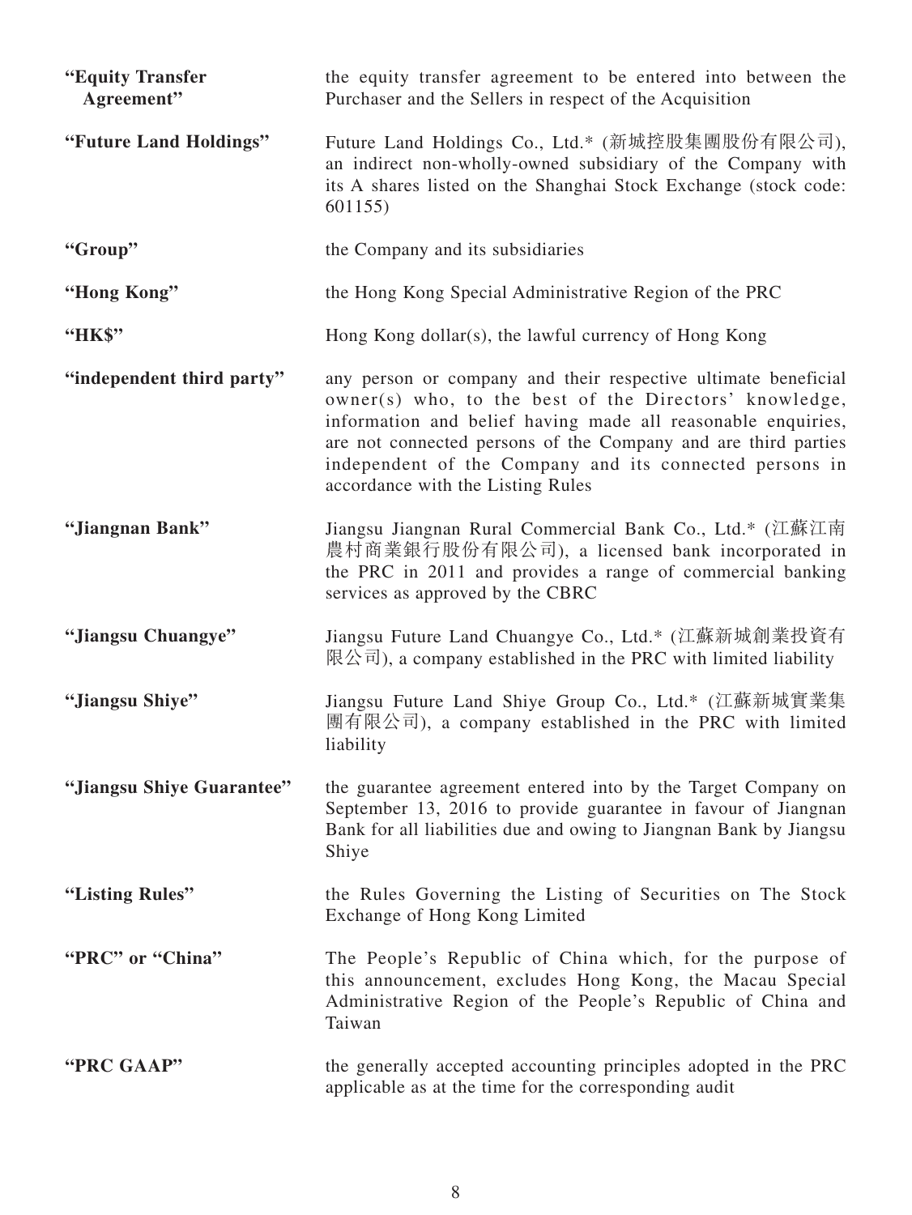| | |
|---|---|
| **"Equity Transfer Agreement"** | the equity transfer agreement to be entered into between the Purchaser and the Sellers in respect of the Acquisition |
| **"Future Land Holdings"** | Future Land Holdings Co., Ltd.* (新城控股集團股份有限公司), an indirect non-wholly-owned subsidiary of the Company with its A shares listed on the Shanghai Stock Exchange (stock code: 601155) |
| **"Group"** | the Company and its subsidiaries |
| **"Hong Kong"** | the Hong Kong Special Administrative Region of the PRC |
| **"HK$"** | Hong Kong dollar(s), the lawful currency of Hong Kong |
| **"independent third party"** | any person or company and their respective ultimate beneficial owner(s) who, to the best of the Directors' knowledge, information and belief having made all reasonable enquiries, are not connected persons of the Company and are third parties independent of the Company and its connected persons in accordance with the Listing Rules |
| **"Jiangnan Bank"** | Jiangsu Jiangnan Rural Commercial Bank Co., Ltd.* (江蘇江南農村商業銀行股份有限公司), a licensed bank incorporated in the PRC in 2011 and provides a range of commercial banking services as approved by the CBRC |
| **"Jiangsu Chuangye"** | Jiangsu Future Land Chuangye Co., Ltd.* (江蘇新城創業投資有限公司), a company established in the PRC with limited liability |
| **"Jiangsu Shiye"** | Jiangsu Future Land Shiye Group Co., Ltd.* (江蘇新城實業集團有限公司), a company established in the PRC with limited liability |
| **"Jiangsu Shiye Guarantee"** | the guarantee agreement entered into by the Target Company on September 13, 2016 to provide guarantee in favour of Jiangnan Bank for all liabilities due and owing to Jiangnan Bank by Jiangsu Shiye |
| **"Listing Rules"** | the Rules Governing the Listing of Securities on The Stock Exchange of Hong Kong Limited |
| **"PRC" or "China"** | The People's Republic of China which, for the purpose of this announcement, excludes Hong Kong, the Macau Special Administrative Region of the People's Republic of China and Taiwan |
| **"PRC GAAP"** | the generally accepted accounting principles adopted in the PRC applicable as at the time for the corresponding audit |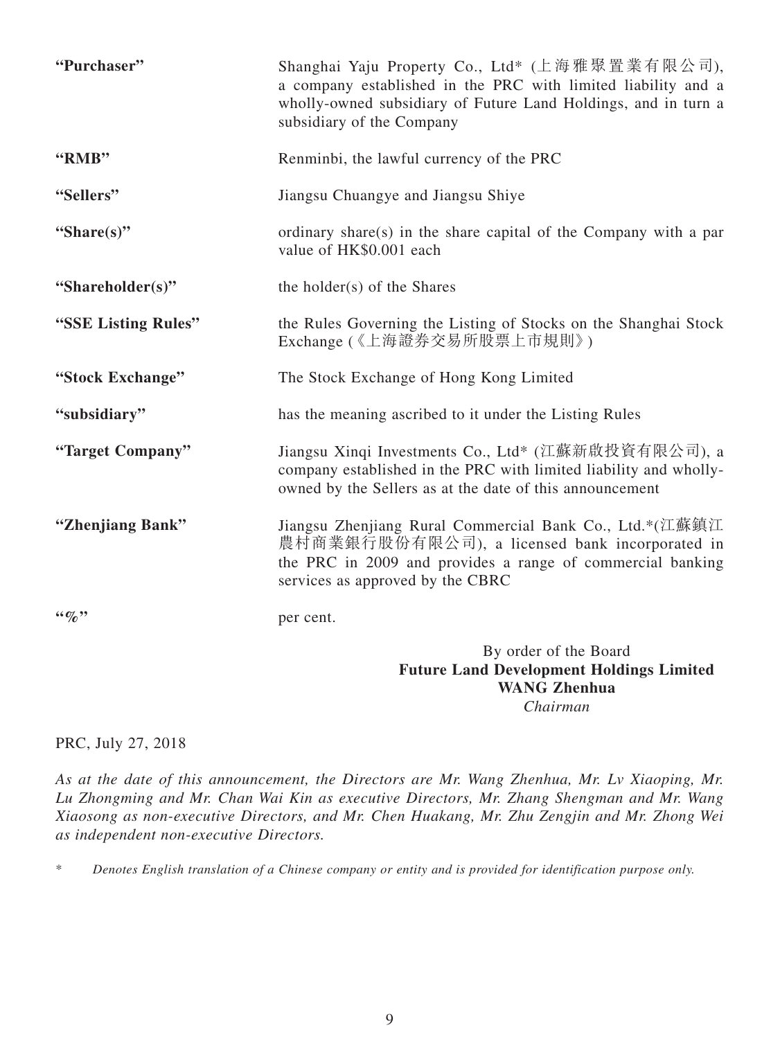| | |
|---|---|
| **"Purchaser"** | Shanghai Yaju Property Co., Ltd* (上海雅聚置業有限公司), a company established in the PRC with limited liability and a wholly-owned subsidiary of Future Land Holdings, and in turn a subsidiary of the Company |
| **"RMB"** | Renminbi, the lawful currency of the PRC |
| **"Sellers"** | Jiangsu Chuangye and Jiangsu Shiye |
| **"Share(s)"** | ordinary share(s) in the share capital of the Company with a par value of HK$0.001 each |
| **"Shareholder(s)"** | the holder(s) of the Shares |
| **"SSE Listing Rules"** | the Rules Governing the Listing of Stocks on the Shanghai Stock Exchange (《上海證券交易所股票上市規則》) |
| **"Stock Exchange"** | The Stock Exchange of Hong Kong Limited |
| **"subsidiary"** | has the meaning ascribed to it under the Listing Rules |
| **"Target Company"** | Jiangsu Xinqi Investments Co., Ltd* (江蘇新啟投資有限公司), a company established in the PRC with limited liability and wholly-owned by the Sellers as at the date of this announcement |
| **"Zhenjiang Bank"** | Jiangsu Zhenjiang Rural Commercial Bank Co., Ltd.*(江蘇鎮江農村商業銀行股份有限公司), a licensed bank incorporated in the PRC in 2009 and provides a range of commercial banking services as approved by the CBRC |
| **"%"** | per cent. |

By order of the Board
**Future Land Development Holdings Limited**
**WANG Zhenhua**
*Chairman*

PRC, July 27, 2018

*As at the date of this announcement, the Directors are Mr. Wang Zhenhua, Mr. Lv Xiaoping, Mr. Lu Zhongming and Mr. Chan Wai Kin as executive Directors, Mr. Zhang Shengman and Mr. Wang Xiaosong as non-executive Directors, and Mr. Chen Huakang, Mr. Zhu Zengjin and Mr. Zhong Wei as independent non-executive Directors.*

\* *Denotes English translation of a Chinese company or entity and is provided for identification purpose only.*